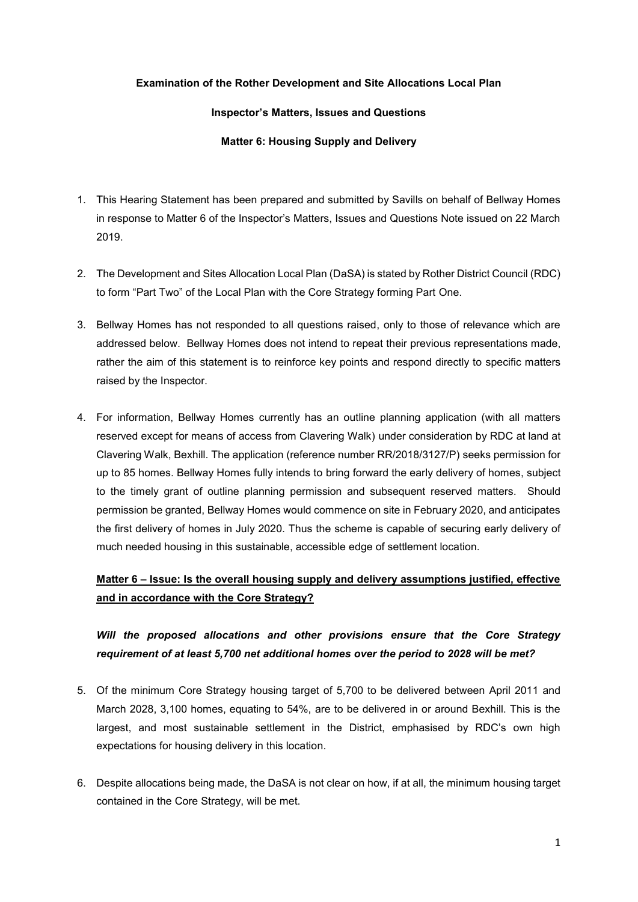**Examination of the Rother Development and Site Allocations Local Plan**

**Inspector's Matters, Issues and Questions**

**Matter 6: Housing Supply and Delivery**

1. This Hearing Statement has been prepared and submitted by Savills on behalf of Bellway Homes in response to Matter 6 of the Inspector's Matters, Issues and Questions Note issued on 22 March 2019.

2. The Development and Sites Allocation Local Plan (DaSA) is stated by Rother District Council (RDC) to form "Part Two" of the Local Plan with the Core Strategy forming Part One.

3. Bellway Homes has not responded to all questions raised, only to those of relevance which are addressed below. Bellway Homes does not intend to repeat their previous representations made, rather the aim of this statement is to reinforce key points and respond directly to specific matters raised by the Inspector.

4. For information, Bellway Homes currently has an outline planning application (with all matters reserved except for means of access from Clavering Walk) under consideration by RDC at land at Clavering Walk, Bexhill. The application (reference number RR/2018/3127/P) seeks permission for up to 85 homes. Bellway Homes fully intends to bring forward the early delivery of homes, subject to the timely grant of outline planning permission and subsequent reserved matters. Should permission be granted, Bellway Homes would commence on site in February 2020, and anticipates the first delivery of homes in July 2020. Thus the scheme is capable of securing early delivery of much needed housing in this sustainable, accessible edge of settlement location.

**Matter 6 – Issue: Is the overall housing supply and delivery assumptions justified, effective and in accordance with the Core Strategy?**

***Will the proposed allocations and other provisions ensure that the Core Strategy requirement of at least 5,700 net additional homes over the period to 2028 will be met?***

5. Of the minimum Core Strategy housing target of 5,700 to be delivered between April 2011 and March 2028, 3,100 homes, equating to 54%, are to be delivered in or around Bexhill. This is the largest, and most sustainable settlement in the District, emphasised by RDC's own high expectations for housing delivery in this location.

6. Despite allocations being made, the DaSA is not clear on how, if at all, the minimum housing target contained in the Core Strategy, will be met.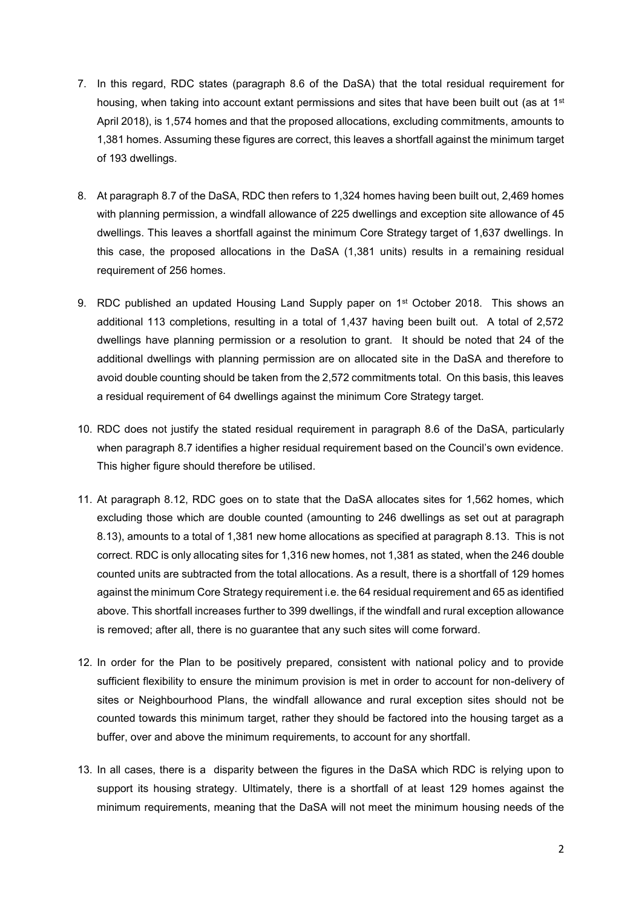7. In this regard, RDC states (paragraph 8.6 of the DaSA) that the total residual requirement for housing, when taking into account extant permissions and sites that have been built out (as at 1st April 2018), is 1,574 homes and that the proposed allocations, excluding commitments, amounts to 1,381 homes. Assuming these figures are correct, this leaves a shortfall against the minimum target of 193 dwellings.

8. At paragraph 8.7 of the DaSA, RDC then refers to 1,324 homes having been built out, 2,469 homes with planning permission, a windfall allowance of 225 dwellings and exception site allowance of 45 dwellings. This leaves a shortfall against the minimum Core Strategy target of 1,637 dwellings. In this case, the proposed allocations in the DaSA (1,381 units) results in a remaining residual requirement of 256 homes.

9. RDC published an updated Housing Land Supply paper on 1st October 2018. This shows an additional 113 completions, resulting in a total of 1,437 having been built out. A total of 2,572 dwellings have planning permission or a resolution to grant. It should be noted that 24 of the additional dwellings with planning permission are on allocated site in the DaSA and therefore to avoid double counting should be taken from the 2,572 commitments total. On this basis, this leaves a residual requirement of 64 dwellings against the minimum Core Strategy target.

10. RDC does not justify the stated residual requirement in paragraph 8.6 of the DaSA, particularly when paragraph 8.7 identifies a higher residual requirement based on the Council's own evidence. This higher figure should therefore be utilised.

11. At paragraph 8.12, RDC goes on to state that the DaSA allocates sites for 1,562 homes, which excluding those which are double counted (amounting to 246 dwellings as set out at paragraph 8.13), amounts to a total of 1,381 new home allocations as specified at paragraph 8.13. This is not correct. RDC is only allocating sites for 1,316 new homes, not 1,381 as stated, when the 246 double counted units are subtracted from the total allocations. As a result, there is a shortfall of 129 homes against the minimum Core Strategy requirement i.e. the 64 residual requirement and 65 as identified above. This shortfall increases further to 399 dwellings, if the windfall and rural exception allowance is removed; after all, there is no guarantee that any such sites will come forward.

12. In order for the Plan to be positively prepared, consistent with national policy and to provide sufficient flexibility to ensure the minimum provision is met in order to account for non-delivery of sites or Neighbourhood Plans, the windfall allowance and rural exception sites should not be counted towards this minimum target, rather they should be factored into the housing target as a buffer, over and above the minimum requirements, to account for any shortfall.

13. In all cases, there is a disparity between the figures in the DaSA which RDC is relying upon to support its housing strategy. Ultimately, there is a shortfall of at least 129 homes against the minimum requirements, meaning that the DaSA will not meet the minimum housing needs of the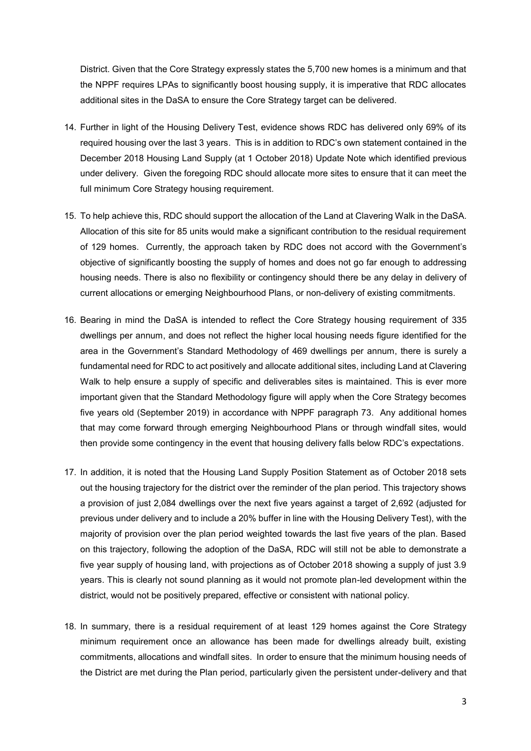District. Given that the Core Strategy expressly states the 5,700 new homes is a minimum and that the NPPF requires LPAs to significantly boost housing supply, it is imperative that RDC allocates additional sites in the DaSA to ensure the Core Strategy target can be delivered.

14. Further in light of the Housing Delivery Test, evidence shows RDC has delivered only 69% of its required housing over the last 3 years. This is in addition to RDC's own statement contained in the December 2018 Housing Land Supply (at 1 October 2018) Update Note which identified previous under delivery. Given the foregoing RDC should allocate more sites to ensure that it can meet the full minimum Core Strategy housing requirement.

15. To help achieve this, RDC should support the allocation of the Land at Clavering Walk in the DaSA. Allocation of this site for 85 units would make a significant contribution to the residual requirement of 129 homes. Currently, the approach taken by RDC does not accord with the Government's objective of significantly boosting the supply of homes and does not go far enough to addressing housing needs. There is also no flexibility or contingency should there be any delay in delivery of current allocations or emerging Neighbourhood Plans, or non-delivery of existing commitments.

16. Bearing in mind the DaSA is intended to reflect the Core Strategy housing requirement of 335 dwellings per annum, and does not reflect the higher local housing needs figure identified for the area in the Government's Standard Methodology of 469 dwellings per annum, there is surely a fundamental need for RDC to act positively and allocate additional sites, including Land at Clavering Walk to help ensure a supply of specific and deliverables sites is maintained. This is ever more important given that the Standard Methodology figure will apply when the Core Strategy becomes five years old (September 2019) in accordance with NPPF paragraph 73. Any additional homes that may come forward through emerging Neighbourhood Plans or through windfall sites, would then provide some contingency in the event that housing delivery falls below RDC's expectations.

17. In addition, it is noted that the Housing Land Supply Position Statement as of October 2018 sets out the housing trajectory for the district over the reminder of the plan period. This trajectory shows a provision of just 2,084 dwellings over the next five years against a target of 2,692 (adjusted for previous under delivery and to include a 20% buffer in line with the Housing Delivery Test), with the majority of provision over the plan period weighted towards the last five years of the plan. Based on this trajectory, following the adoption of the DaSA, RDC will still not be able to demonstrate a five year supply of housing land, with projections as of October 2018 showing a supply of just 3.9 years. This is clearly not sound planning as it would not promote plan-led development within the district, would not be positively prepared, effective or consistent with national policy.

18. In summary, there is a residual requirement of at least 129 homes against the Core Strategy minimum requirement once an allowance has been made for dwellings already built, existing commitments, allocations and windfall sites. In order to ensure that the minimum housing needs of the District are met during the Plan period, particularly given the persistent under-delivery and that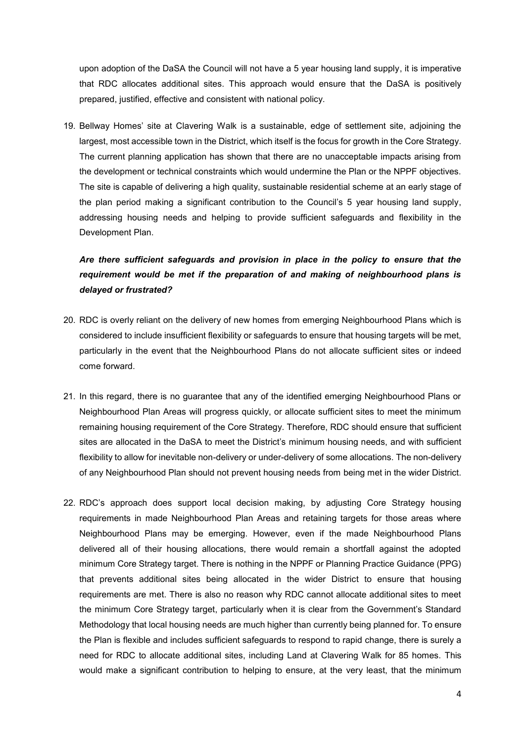upon adoption of the DaSA the Council will not have a 5 year housing land supply, it is imperative that RDC allocates additional sites. This approach would ensure that the DaSA is positively prepared, justified, effective and consistent with national policy.

19. Bellway Homes' site at Clavering Walk is a sustainable, edge of settlement site, adjoining the largest, most accessible town in the District, which itself is the focus for growth in the Core Strategy. The current planning application has shown that there are no unacceptable impacts arising from the development or technical constraints which would undermine the Plan or the NPPF objectives. The site is capable of delivering a high quality, sustainable residential scheme at an early stage of the plan period making a significant contribution to the Council's 5 year housing land supply, addressing housing needs and helping to provide sufficient safeguards and flexibility in the Development Plan.

***Are there sufficient safeguards and provision in place in the policy to ensure that the requirement would be met if the preparation of and making of neighbourhood plans is delayed or frustrated?***

20. RDC is overly reliant on the delivery of new homes from emerging Neighbourhood Plans which is considered to include insufficient flexibility or safeguards to ensure that housing targets will be met, particularly in the event that the Neighbourhood Plans do not allocate sufficient sites or indeed come forward.

21. In this regard, there is no guarantee that any of the identified emerging Neighbourhood Plans or Neighbourhood Plan Areas will progress quickly, or allocate sufficient sites to meet the minimum remaining housing requirement of the Core Strategy. Therefore, RDC should ensure that sufficient sites are allocated in the DaSA to meet the District's minimum housing needs, and with sufficient flexibility to allow for inevitable non-delivery or under-delivery of some allocations. The non-delivery of any Neighbourhood Plan should not prevent housing needs from being met in the wider District.

22. RDC's approach does support local decision making, by adjusting Core Strategy housing requirements in made Neighbourhood Plan Areas and retaining targets for those areas where Neighbourhood Plans may be emerging. However, even if the made Neighbourhood Plans delivered all of their housing allocations, there would remain a shortfall against the adopted minimum Core Strategy target. There is nothing in the NPPF or Planning Practice Guidance (PPG) that prevents additional sites being allocated in the wider District to ensure that housing requirements are met. There is also no reason why RDC cannot allocate additional sites to meet the minimum Core Strategy target, particularly when it is clear from the Government's Standard Methodology that local housing needs are much higher than currently being planned for. To ensure the Plan is flexible and includes sufficient safeguards to respond to rapid change, there is surely a need for RDC to allocate additional sites, including Land at Clavering Walk for 85 homes. This would make a significant contribution to helping to ensure, at the very least, that the minimum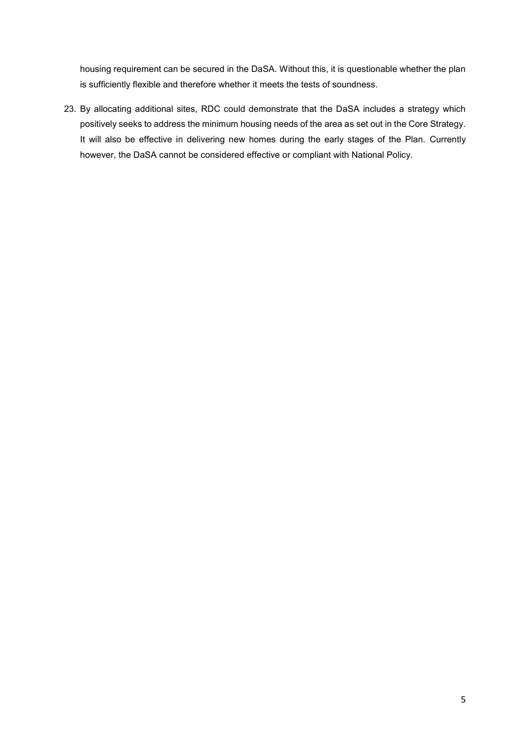housing requirement can be secured in the DaSA. Without this, it is questionable whether the plan is sufficiently flexible and therefore whether it meets the tests of soundness.

23. By allocating additional sites, RDC could demonstrate that the DaSA includes a strategy which positively seeks to address the minimum housing needs of the area as set out in the Core Strategy. It will also be effective in delivering new homes during the early stages of the Plan. Currently however, the DaSA cannot be considered effective or compliant with National Policy.